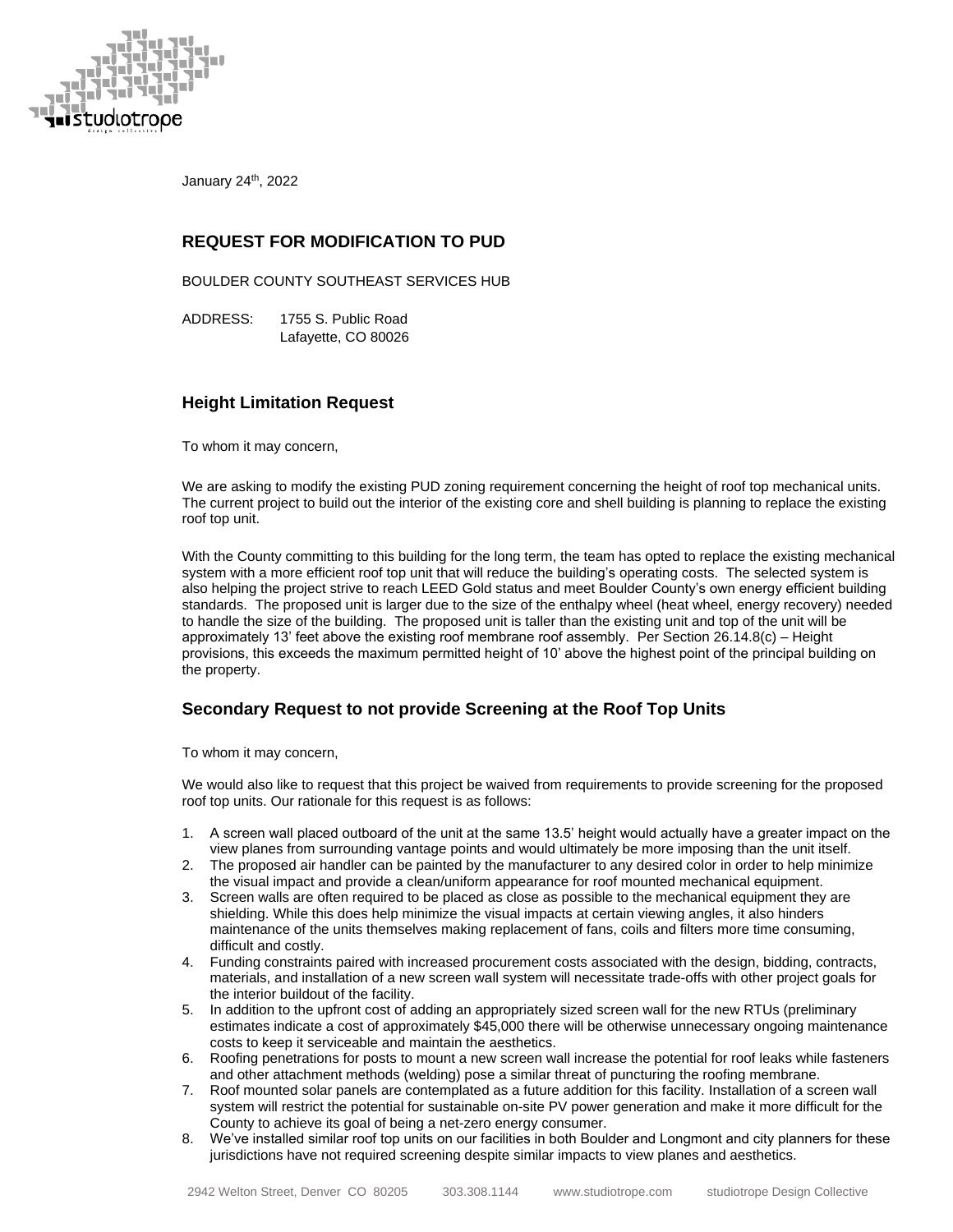January 24th, 2022

## REQUEST FOR MODIFICATION TO PUD

BOULDER COUNTY SOUTHEAST SERVICES HUB

ADDRESS: 1755 S. Public Road
Lafayette, CO 80026

## Height Limitation Request

To whom it may concern,

We are asking to modify the existing PUD zoning requirement concerning the height of roof top mechanical units. The current project to build out the interior of the existing core and shell building is planning to replace the existing roof top unit.

With the County committing to this building for the long term, the team has opted to replace the existing mechanical system with a more efficient roof top unit that will reduce the building's operating costs. The selected system is also helping the project strive to reach LEED Gold status and meet Boulder County's own energy efficient building standards. The proposed unit is larger due to the size of the enthalpy wheel (heat wheel, energy recovery) needed to handle the size of the building. The proposed unit is taller than the existing unit and top of the unit will be approximately 13' feet above the existing roof membrane roof assembly. Per Section 26.14.8(c) – Height provisions, this exceeds the maximum permitted height of 10' above the highest point of the principal building on the property.

## Secondary Request to not provide Screening at the Roof Top Units

To whom it may concern,

We would also like to request that this project be waived from requirements to provide screening for the proposed roof top units. Our rationale for this request is as follows:

1. A screen wall placed outboard of the unit at the same 13.5' height would actually have a greater impact on the view planes from surrounding vantage points and would ultimately be more imposing than the unit itself.
2. The proposed air handler can be painted by the manufacturer to any desired color in order to help minimize the visual impact and provide a clean/uniform appearance for roof mounted mechanical equipment.
3. Screen walls are often required to be placed as close as possible to the mechanical equipment they are shielding. While this does help minimize the visual impacts at certain viewing angles, it also hinders maintenance of the units themselves making replacement of fans, coils and filters more time consuming, difficult and costly.
4. Funding constraints paired with increased procurement costs associated with the design, bidding, contracts, materials, and installation of a new screen wall system will necessitate trade-offs with other project goals for the interior buildout of the facility.
5. In addition to the upfront cost of adding an appropriately sized screen wall for the new RTUs (preliminary estimates indicate a cost of approximately $45,000 there will be otherwise unnecessary ongoing maintenance costs to keep it serviceable and maintain the aesthetics.
6. Roofing penetrations for posts to mount a new screen wall increase the potential for roof leaks while fasteners and other attachment methods (welding) pose a similar threat of puncturing the roofing membrane.
7. Roof mounted solar panels are contemplated as a future addition for this facility. Installation of a screen wall system will restrict the potential for sustainable on-site PV power generation and make it more difficult for the County to achieve its goal of being a net-zero energy consumer.
8. We've installed similar roof top units on our facilities in both Boulder and Longmont and city planners for these jurisdictions have not required screening despite similar impacts to view planes and aesthetics.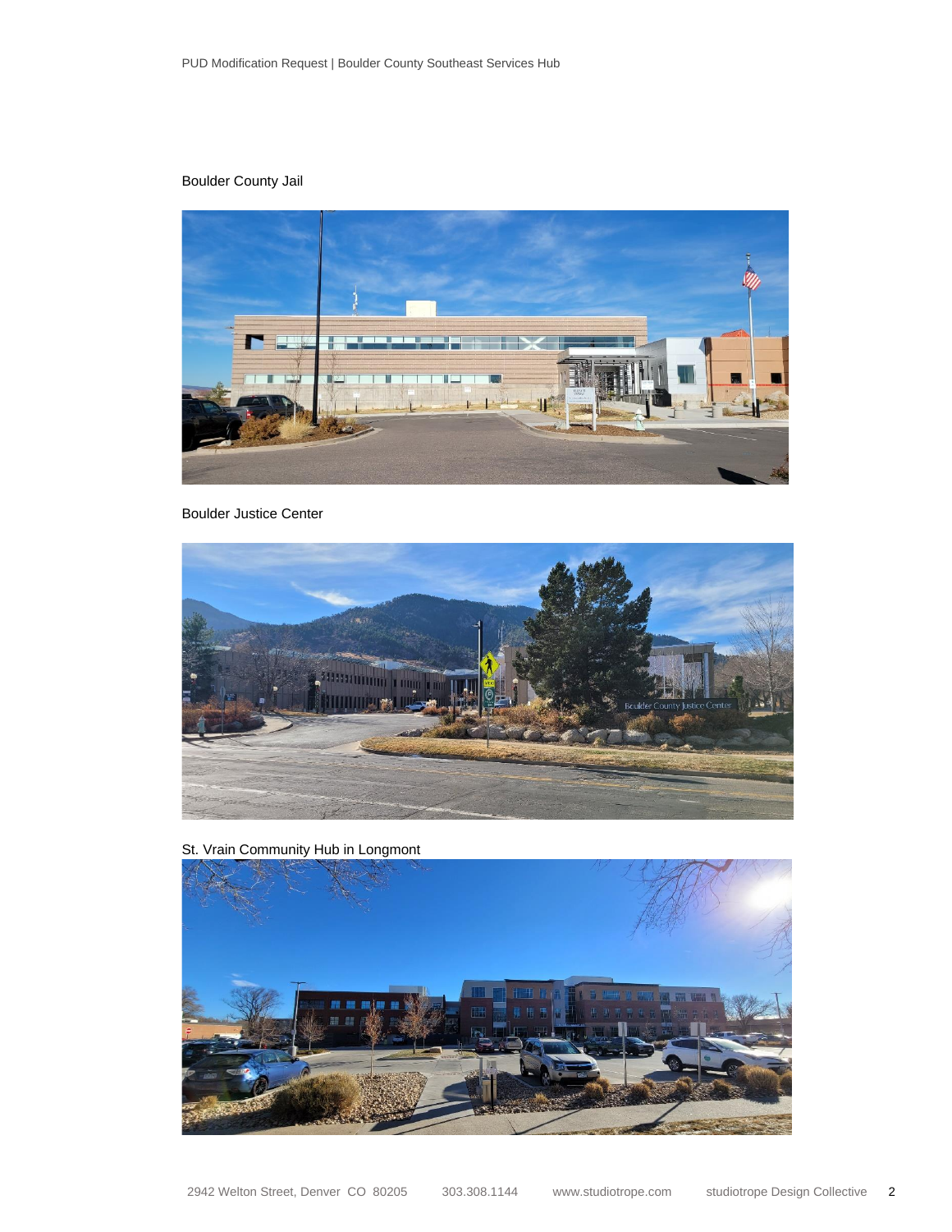Boulder County Jail

Boulder Justice Center

St. Vrain Community Hub in Longmont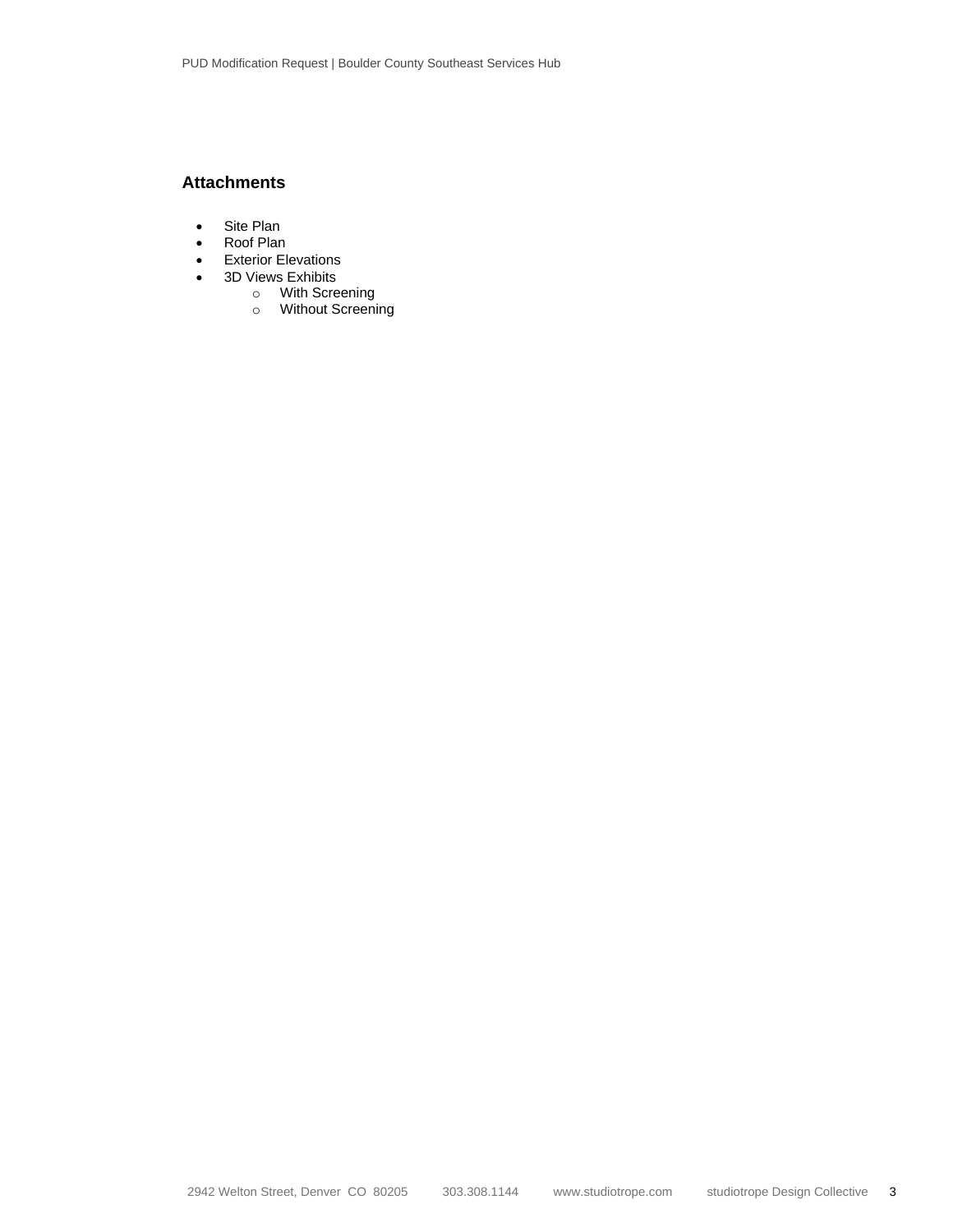## Attachments

- Site Plan
- Roof Plan
- Exterior Elevations
- 3D Views Exhibits
  - With Screening
  - Without Screening